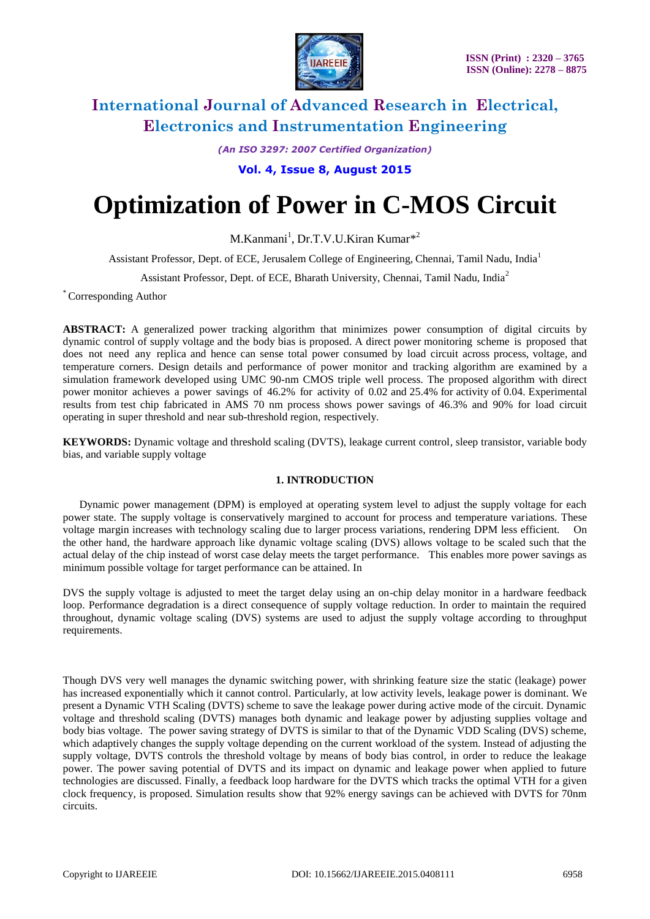# Optimization of Power in C-MOS Circuit

M.Kanmani[1], Dr.T.V.U.Kiran Kumar*[2]

Assistant Professor, Dept. of ECE, Jerusalem College of Engineering, Chennai, Tamil Nadu, India[1]

Assistant Professor, Dept. of ECE, Bharath University, Chennai, Tamil Nadu, India[2]

* Corresponding Author

**ABSTRACT:** A generalized power tracking algorithm that minimizes power consumption of digital circuits by dynamic control of supply voltage and the body bias is proposed. A direct power monitoring scheme is proposed that does not need any replica and hence can sense total power consumed by load circuit across process, voltage, and temperature corners. Design details and performance of power monitor and tracking algorithm are examined by a simulation framework developed using UMC 90-nm CMOS triple well process. The proposed algorithm with direct power monitor achieves a power savings of 46.2% for activity of 0.02 and 25.4% for activity of 0.04. Experimental results from test chip fabricated in AMS 70 nm process shows power savings of 46.3% and 90% for load circuit operating in super threshold and near sub-threshold region, respectively.

**KEYWORDS:** Dynamic voltage and threshold scaling (DVTS), leakage current control, sleep transistor, variable body bias, and variable supply voltage

## 1. INTRODUCTION

Dynamic power management (DPM) is employed at operating system level to adjust the supply voltage for each power state. The supply voltage is conservatively margined to account for process and temperature variations. These voltage margin increases with technology scaling due to larger process variations, rendering DPM less efficient. On the other hand, the hardware approach like dynamic voltage scaling (DVS) allows voltage to be scaled such that the actual delay of the chip instead of worst case delay meets the target performance. This enables more power savings as minimum possible voltage for target performance can be attained. In

DVS the supply voltage is adjusted to meet the target delay using an on-chip delay monitor in a hardware feedback loop. Performance degradation is a direct consequence of supply voltage reduction. In order to maintain the required throughout, dynamic voltage scaling (DVS) systems are used to adjust the supply voltage according to throughput requirements.

Though DVS very well manages the dynamic switching power, with shrinking feature size the static (leakage) power has increased exponentially which it cannot control. Particularly, at low activity levels, leakage power is dominant. We present a Dynamic VTH Scaling (DVTS) scheme to save the leakage power during active mode of the circuit. Dynamic voltage and threshold scaling (DVTS) manages both dynamic and leakage power by adjusting supplies voltage and body bias voltage. The power saving strategy of DVTS is similar to that of the Dynamic VDD Scaling (DVS) scheme, which adaptively changes the supply voltage depending on the current workload of the system. Instead of adjusting the supply voltage, DVTS controls the threshold voltage by means of body bias control, in order to reduce the leakage power. The power saving potential of DVTS and its impact on dynamic and leakage power when applied to future technologies are discussed. Finally, a feedback loop hardware for the DVTS which tracks the optimal VTH for a given clock frequency, is proposed. Simulation results show that 92% energy savings can be achieved with DVTS for 70nm circuits.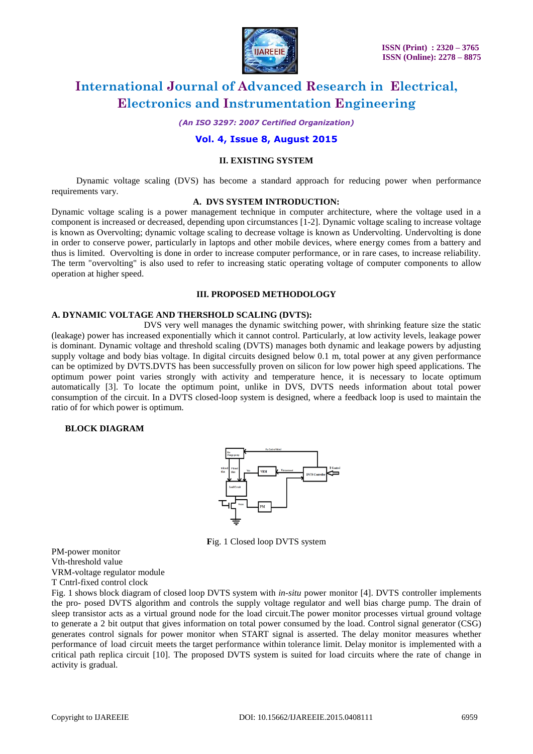## II. EXISTING SYSTEM

Dynamic voltage scaling (DVS) has become a standard approach for reducing power when performance requirements vary.

### A. DVS SYSTEM INTRODUCTION:

Dynamic voltage scaling is a power management technique in computer architecture, where the voltage used in a component is increased or decreased, depending upon circumstances [1-2]. Dynamic voltage scaling to increase voltage is known as Overvolting; dynamic voltage scaling to decrease voltage is known as Undervolting. Undervolting is done in order to conserve power, particularly in laptops and other mobile devices, where energy comes from a battery and thus is limited. Overvolting is done in order to increase computer performance, or in rare cases, to increase reliability. The term "overvolting" is also used to refer to increasing static operating voltage of computer components to allow operation at higher speed.

## III. PROPOSED METHODOLOGY

### A. DYNAMIC VOLTAGE AND THERSHOLD SCALING (DVTS):

DVS very well manages the dynamic switching power, with shrinking feature size the static (leakage) power has increased exponentially which it cannot control. Particularly, at low activity levels, leakage power is dominant. Dynamic voltage and threshold scaling (DVTS) manages both dynamic and leakage powers by adjusting supply voltage and body bias voltage. In digital circuits designed below 0.1 m, total power at any given performance can be optimized by DVTS.DVTS has been successfully proven on silicon for low power high speed applications. The optimum power point varies strongly with activity and temperature hence, it is necessary to locate optimum automatically [3]. To locate the optimum point, unlike in DVS, DVTS needs information about total power consumption of the circuit. In a DVTS closed-loop system is designed, where a feedback loop is used to maintain the ratio of for which power is optimum.

**BLOCK DIAGRAM**

Fig. 1 Closed loop DVTS system

PM-power monitor
Vth-threshold value
VRM-voltage regulator module
T Cntrl-fixed control clock

Fig. 1 shows block diagram of closed loop DVTS system with *in-situ* power monitor [4]. DVTS controller implements the pro- posed DVTS algorithm and controls the supply voltage regulator and well bias charge pump. The drain of sleep transistor acts as a virtual ground node for the load circuit.The power monitor processes virtual ground voltage to generate a 2 bit output that gives information on total power consumed by the load. Control signal generator (CSG) generates control signals for power monitor when START signal is asserted. The delay monitor measures whether performance of load circuit meets the target performance within tolerance limit. Delay monitor is implemented with a critical path replica circuit [10]. The proposed DVTS system is suited for load circuits where the rate of change in activity is gradual.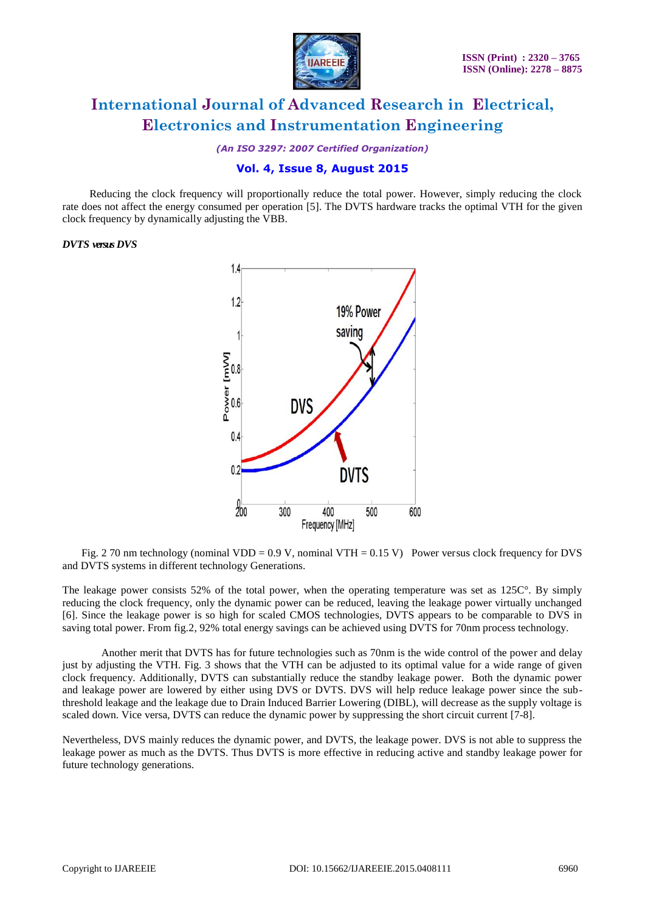Reducing the clock frequency will proportionally reduce the total power. However, simply reducing the clock rate does not affect the energy consumed per operation [5]. The DVTS hardware tracks the optimal VTH for the given clock frequency by dynamically adjusting the VBB.

***DVTS versus DVS***

Fig. 2 70 nm technology (nominal VDD = 0.9 V, nominal VTH = 0.15 V) Power versus clock frequency for DVS and DVTS systems in different technology Generations.

The leakage power consists 52% of the total power, when the operating temperature was set as 125C°. By simply reducing the clock frequency, only the dynamic power can be reduced, leaving the leakage power virtually unchanged [6]. Since the leakage power is so high for scaled CMOS technologies, DVTS appears to be comparable to DVS in saving total power. From fig.2, 92% total energy savings can be achieved using DVTS for 70nm process technology.

Another merit that DVTS has for future technologies such as 70nm is the wide control of the power and delay just by adjusting the VTH. Fig. 3 shows that the VTH can be adjusted to its optimal value for a wide range of given clock frequency. Additionally, DVTS can substantially reduce the standby leakage power. Both the dynamic power and leakage power are lowered by either using DVS or DVTS. DVS will help reduce leakage power since the sub-threshold leakage and the leakage due to Drain Induced Barrier Lowering (DIBL), will decrease as the supply voltage is scaled down. Vice versa, DVTS can reduce the dynamic power by suppressing the short circuit current [7-8].

Nevertheless, DVS mainly reduces the dynamic power, and DVTS, the leakage power. DVS is not able to suppress the leakage power as much as the DVTS. Thus DVTS is more effective in reducing active and standby leakage power for future technology generations.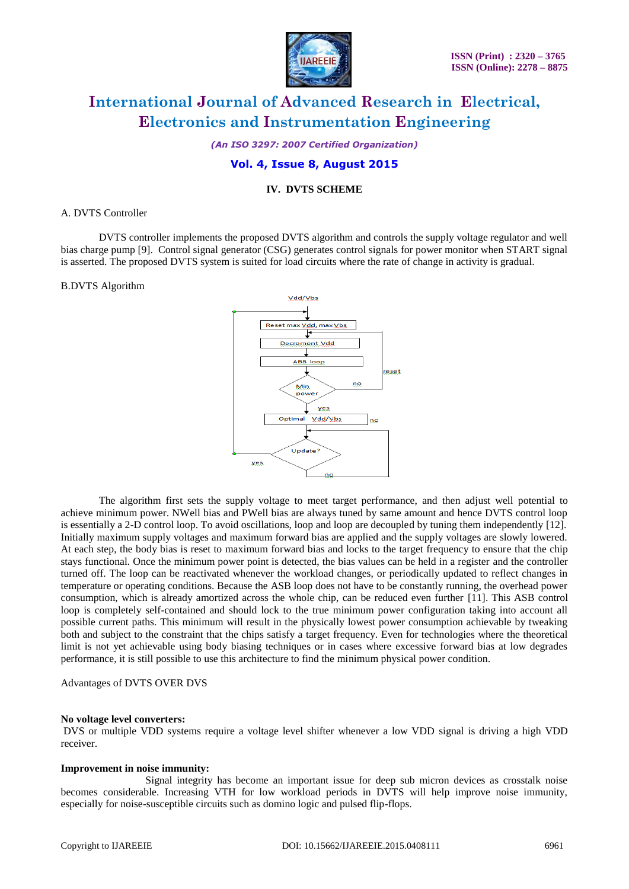## IV. DVTS SCHEME

A. DVTS Controller

DVTS controller implements the proposed DVTS algorithm and controls the supply voltage regulator and well bias charge pump [9]. Control signal generator (CSG) generates control signals for power monitor when START signal is asserted. The proposed DVTS system is suited for load circuits where the rate of change in activity is gradual.

B.DVTS Algorithm

The algorithm first sets the supply voltage to meet target performance, and then adjust well potential to achieve minimum power. NWell bias and PWell bias are always tuned by same amount and hence DVTS control loop is essentially a 2-D control loop. To avoid oscillations, loop and loop are decoupled by tuning them independently [12]. Initially maximum supply voltages and maximum forward bias are applied and the supply voltages are slowly lowered. At each step, the body bias is reset to maximum forward bias and locks to the target frequency to ensure that the chip stays functional. Once the minimum power point is detected, the bias values can be held in a register and the controller turned off. The loop can be reactivated whenever the workload changes, or periodically updated to reflect changes in temperature or operating conditions. Because the ASB loop does not have to be constantly running, the overhead power consumption, which is already amortized across the whole chip, can be reduced even further [11]. This ASB control loop is completely self-contained and should lock to the true minimum power configuration taking into account all possible current paths. This minimum will result in the physically lowest power consumption achievable by tweaking both and subject to the constraint that the chips satisfy a target frequency. Even for technologies where the theoretical limit is not yet achievable using body biasing techniques or in cases where excessive forward bias at low degrades performance, it is still possible to use this architecture to find the minimum physical power condition.

Advantages of DVTS OVER DVS

**No voltage level converters:**
DVS or multiple VDD systems require a voltage level shifter whenever a low VDD signal is driving a high VDD receiver.

**Improvement in noise immunity:**
Signal integrity has become an important issue for deep sub micron devices as crosstalk noise becomes considerable. Increasing VTH for low workload periods in DVTS will help improve noise immunity, especially for noise-susceptible circuits such as domino logic and pulsed flip-flops.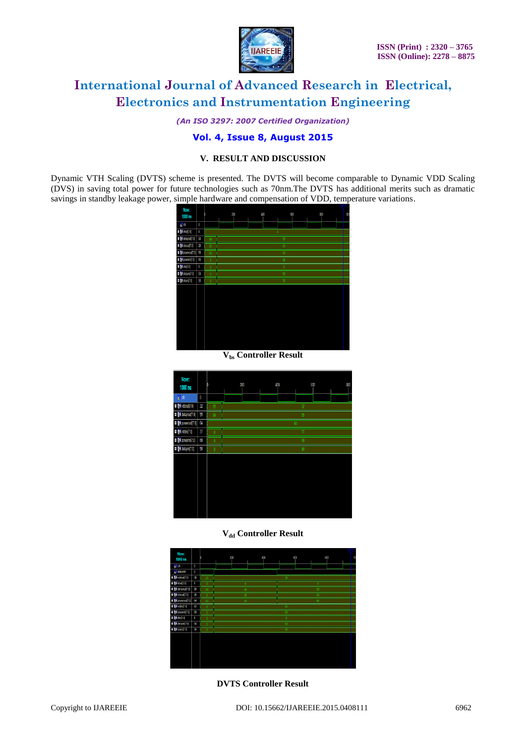## V. RESULT AND DISCUSSION

Dynamic VTH Scaling (DVTS) scheme is presented. The DVTS will become comparable to Dynamic VDD Scaling (DVS) in saving total power for future technologies such as 70nm.The DVTS has additional merits such as dramatic savings in standby leakage power, simple hardware and compensation of VDD, temperature variations.

$V_{bs}$ Controller Result

$V_{dd}$ Controller Result

DVTS Controller Result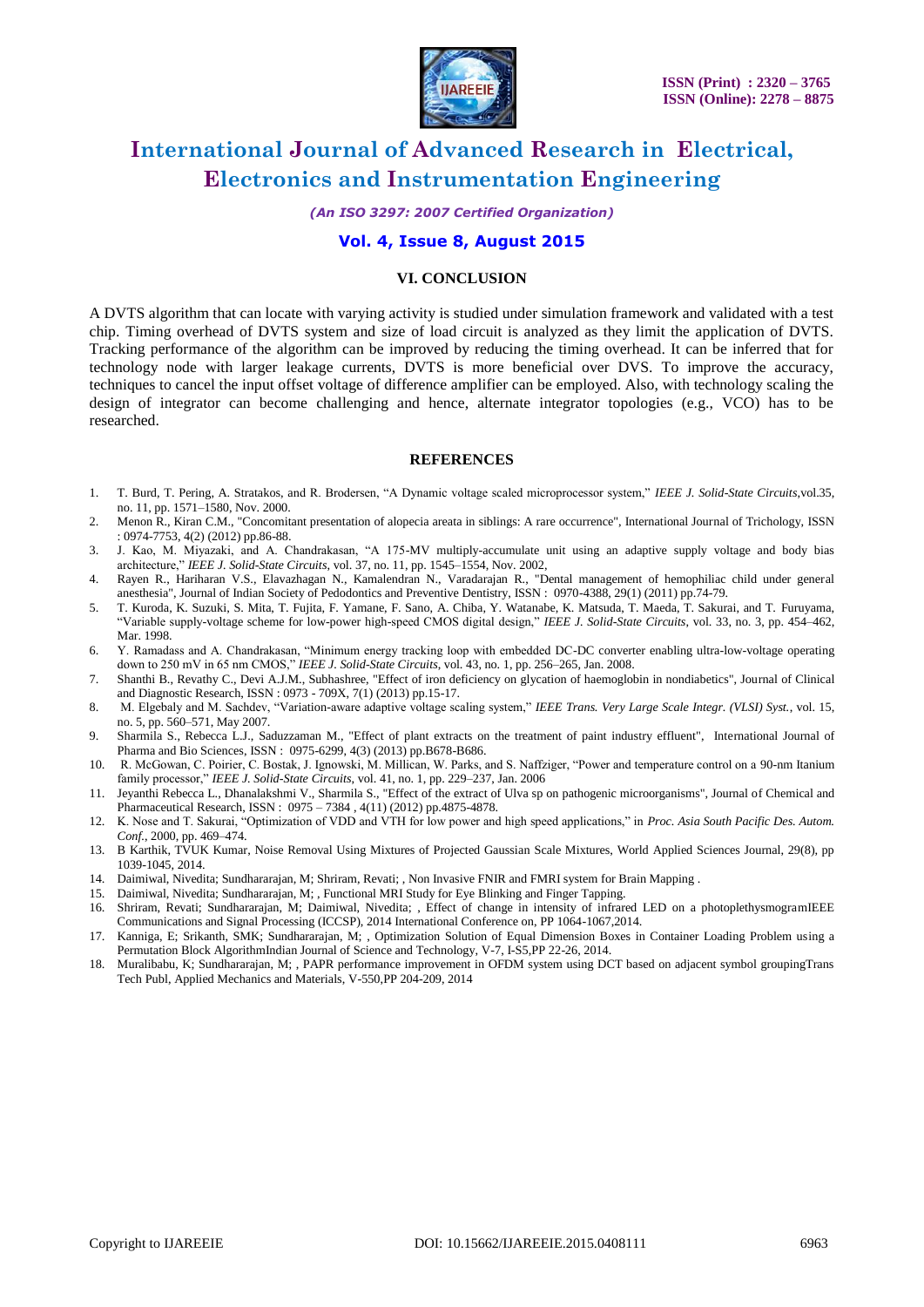## VI. CONCLUSION

A DVTS algorithm that can locate with varying activity is studied under simulation framework and validated with a test chip. Timing overhead of DVTS system and size of load circuit is analyzed as they limit the application of DVTS. Tracking performance of the algorithm can be improved by reducing the timing overhead. It can be inferred that for technology node with larger leakage currents, DVTS is more beneficial over DVS. To improve the accuracy, techniques to cancel the input offset voltage of difference amplifier can be employed. Also, with technology scaling the design of integrator can become challenging and hence, alternate integrator topologies (e.g., VCO) has to be researched.

## REFERENCES

1. T. Burd, T. Pering, A. Stratakos, and R. Brodersen, "A Dynamic voltage scaled microprocessor system," *IEEE J. Solid-State Circuits*,vol.35, no. 11, pp. 1571–1580, Nov. 2000.
2. Menon R., Kiran C.M., "Concomitant presentation of alopecia areata in siblings: A rare occurrence", International Journal of Trichology, ISSN : 0974-7753, 4(2) (2012) pp.86-88.
3. J. Kao, M. Miyazaki, and A. Chandrakasan, "A 175-MV multiply-accumulate unit using an adaptive supply voltage and body bias architecture," *IEEE J. Solid-State Circuits*, vol. 37, no. 11, pp. 1545–1554, Nov. 2002,
4. Rayen R., Hariharan V.S., Elavazhagan N., Kamalendran N., Varadarajan R., "Dental management of hemophiliac child under general anesthesia", Journal of Indian Society of Pedodontics and Preventive Dentistry, ISSN : 0970-4388, 29(1) (2011) pp.74-79.
5. T. Kuroda, K. Suzuki, S. Mita, T. Fujita, F. Yamane, F. Sano, A. Chiba, Y. Watanabe, K. Matsuda, T. Maeda, T. Sakurai, and T. Furuyama, "Variable supply-voltage scheme for low-power high-speed CMOS digital design," *IEEE J. Solid-State Circuits*, vol. 33, no. 3, pp. 454–462, Mar. 1998.
6. Y. Ramadass and A. Chandrakasan, "Minimum energy tracking loop with embedded DC-DC converter enabling ultra-low-voltage operating down to 250 mV in 65 nm CMOS," *IEEE J. Solid-State Circuits*, vol. 43, no. 1, pp. 256–265, Jan. 2008.
7. Shanthi B., Revathy C., Devi A.J.M., Subhashree, "Effect of iron deficiency on glycation of haemoglobin in nondiabetics", Journal of Clinical and Diagnostic Research, ISSN : 0973 - 709X, 7(1) (2013) pp.15-17.
8. M. Elgebaly and M. Sachdev, "Variation-aware adaptive voltage scaling system," *IEEE Trans. Very Large Scale Integr. (VLSI) Syst.*, vol. 15, no. 5, pp. 560–571, May 2007.
9. Sharmila S., Rebecca L.J., Saduzzaman M., "Effect of plant extracts on the treatment of paint industry effluent", International Journal of Pharma and Bio Sciences, ISSN : 0975-6299, 4(3) (2013) pp.B678-B686.
10. R. McGowan, C. Poirier, C. Bostak, J. Ignowski, M. Millican, W. Parks, and S. Naffziger, "Power and temperature control on a 90-nm Itanium family processor," *IEEE J. Solid-State Circuits*, vol. 41, no. 1, pp. 229–237, Jan. 2006
11. Jeyanthi Rebecca L., Dhanalakshmi V., Sharmila S., "Effect of the extract of Ulva sp on pathogenic microorganisms", Journal of Chemical and Pharmaceutical Research, ISSN : 0975 – 7384 , 4(11) (2012) pp.4875-4878.
12. K. Nose and T. Sakurai, "Optimization of VDD and VTH for low power and high speed applications," in *Proc. Asia South Pacific Des. Autom. Conf.*, 2000, pp. 469–474.
13. B Karthik, TVUK Kumar, Noise Removal Using Mixtures of Projected Gaussian Scale Mixtures, World Applied Sciences Journal, 29(8), pp 1039-1045, 2014.
14. Daimiwal, Nivedita; Sundhararajan, M; Shriram, Revati; , Non Invasive FNIR and FMRI system for Brain Mapping .
15. Daimiwal, Nivedita; Sundhararajan, M; , Functional MRI Study for Eye Blinking and Finger Tapping.
16. Shriram, Revati; Sundhararajan, M; Daimiwal, Nivedita; , Effect of change in intensity of infrared LED on a photoplethysmogramIEEE Communications and Signal Processing (ICCSP), 2014 International Conference on, PP 1064-1067,2014.
17. Kanniga, E; Srikanth, SMK; Sundhararajan, M; , Optimization Solution of Equal Dimension Boxes in Container Loading Problem using a Permutation Block AlgorithmIndian Journal of Science and Technology, V-7, I-S5,PP 22-26, 2014.
18. Muralibabu, K; Sundhararajan, M; , PAPR performance improvement in OFDM system using DCT based on adjacent symbol groupingTrans Tech Publ, Applied Mechanics and Materials, V-550,PP 204-209, 2014